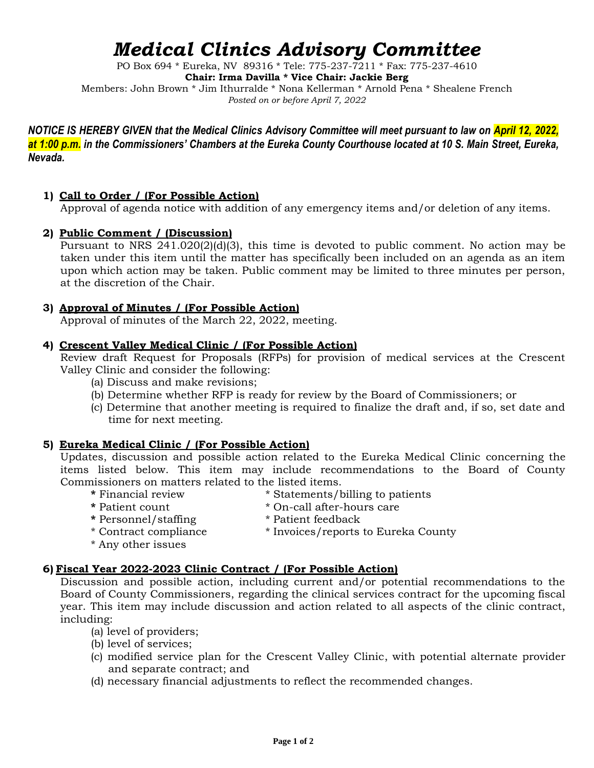# *Medical Clinics Advisory Committee*

PO Box 694 * Eureka, NV 89316 * Tele: 775-237-7211 * Fax: 775-237-4610
**Chair: Irma Davilla * Vice Chair: Jackie Berg**
Members: John Brown * Jim Ithurralde * Nona Kellerman * Arnold Pena * Shealene French
*Posted on or before April 7, 2022*

***NOTICE IS HEREBY GIVEN that the Medical Clinics Advisory Committee will meet pursuant to law on April 12, 2022, at 1:00 p.m. in the Commissioners' Chambers at the Eureka County Courthouse located at 10 S. Main Street, Eureka, Nevada.***

1) **Call to Order / (For Possible Action)**
   Approval of agenda notice with addition of any emergency items and/or deletion of any items.

2) **Public Comment / (Discussion)**
   Pursuant to NRS 241.020(2)(d)(3), this time is devoted to public comment. No action may be taken under this item until the matter has specifically been included on an agenda as an item upon which action may be taken. Public comment may be limited to three minutes per person, at the discretion of the Chair.

3) **Approval of Minutes / (For Possible Action)**
   Approval of minutes of the March 22, 2022, meeting.

4) **Crescent Valley Medical Clinic / (For Possible Action)**
   Review draft Request for Proposals (RFPs) for provision of medical services at the Crescent Valley Clinic and consider the following:
   (a) Discuss and make revisions;
   (b) Determine whether RFP is ready for review by the Board of Commissioners; or
   (c) Determine that another meeting is required to finalize the draft and, if so, set date and time for next meeting.

5) **Eureka Medical Clinic / (For Possible Action)**
   Updates, discussion and possible action related to the Eureka Medical Clinic concerning the items listed below. This item may include recommendations to the Board of County Commissioners on matters related to the listed items.
   * Financial review
   * Patient count
   * Personnel/staffing
   * Contract compliance
   * Any other issues
   * Statements/billing to patients
   * On-call after-hours care
   * Patient feedback
   * Invoices/reports to Eureka County

6) **Fiscal Year 2022-2023 Clinic Contract / (For Possible Action)**
   Discussion and possible action, including current and/or potential recommendations to the Board of County Commissioners, regarding the clinical services contract for the upcoming fiscal year. This item may include discussion and action related to all aspects of the clinic contract, including:
   (a) level of providers;
   (b) level of services;
   (c) modified service plan for the Crescent Valley Clinic, with potential alternate provider and separate contract; and
   (d) necessary financial adjustments to reflect the recommended changes.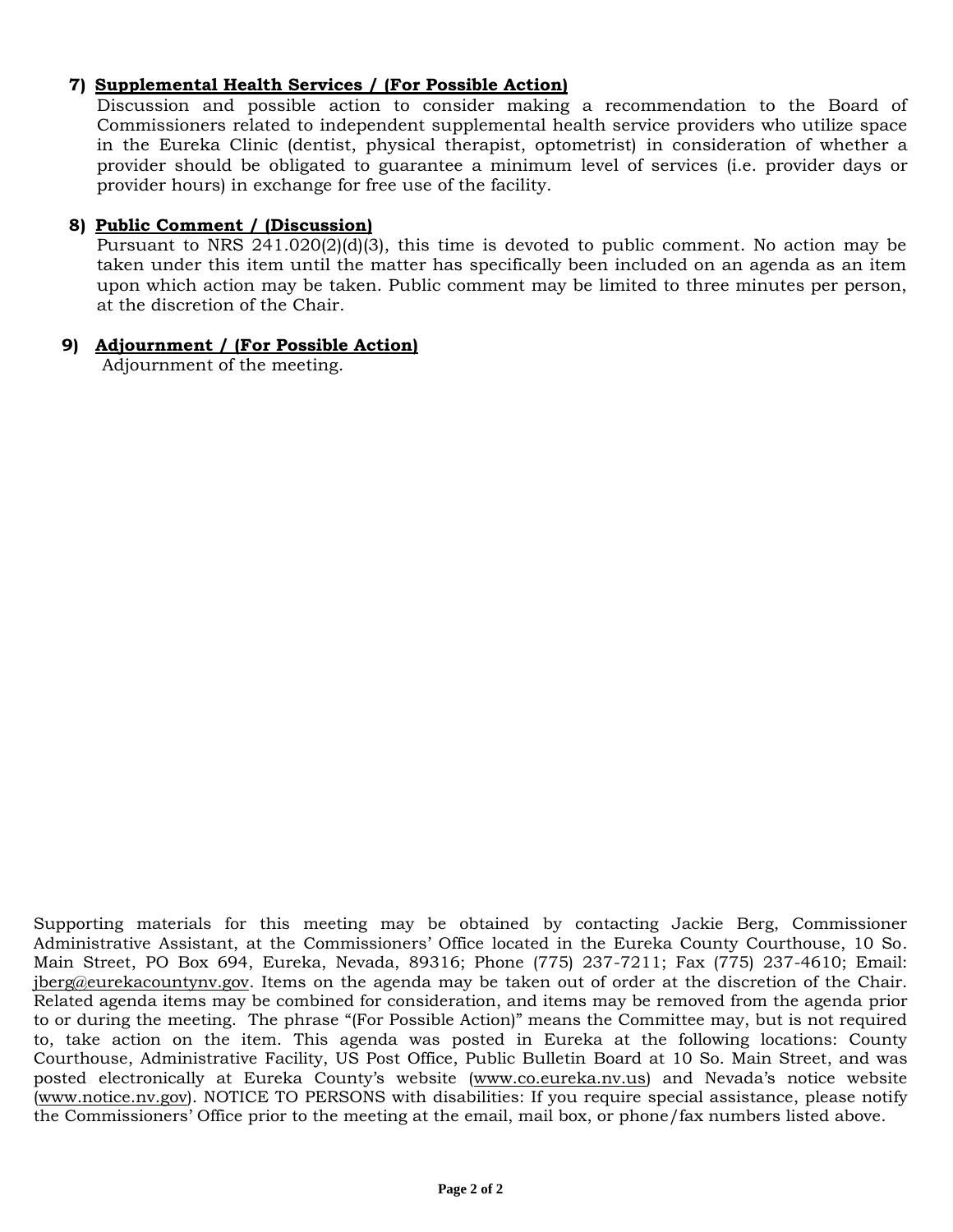7) **Supplemental Health Services / (For Possible Action)**
Discussion and possible action to consider making a recommendation to the Board of Commissioners related to independent supplemental health service providers who utilize space in the Eureka Clinic (dentist, physical therapist, optometrist) in consideration of whether a provider should be obligated to guarantee a minimum level of services (i.e. provider days or provider hours) in exchange for free use of the facility.

8) **Public Comment / (Discussion)**
Pursuant to NRS 241.020(2)(d)(3), this time is devoted to public comment. No action may be taken under this item until the matter has specifically been included on an agenda as an item upon which action may be taken. Public comment may be limited to three minutes per person, at the discretion of the Chair.

9) **Adjournment / (For Possible Action)**
Adjournment of the meeting.

Supporting materials for this meeting may be obtained by contacting Jackie Berg, Commissioner Administrative Assistant, at the Commissioners' Office located in the Eureka County Courthouse, 10 So. Main Street, PO Box 694, Eureka, Nevada, 89316; Phone (775) 237-7211; Fax (775) 237-4610; Email: jberg@eurekacountynv.gov. Items on the agenda may be taken out of order at the discretion of the Chair. Related agenda items may be combined for consideration, and items may be removed from the agenda prior to or during the meeting. The phrase "(For Possible Action)" means the Committee may, but is not required to, take action on the item. This agenda was posted in Eureka at the following locations: County Courthouse, Administrative Facility, US Post Office, Public Bulletin Board at 10 So. Main Street, and was posted electronically at Eureka County's website (www.co.eureka.nv.us) and Nevada's notice website (www.notice.nv.gov). NOTICE TO PERSONS with disabilities: If you require special assistance, please notify the Commissioners' Office prior to the meeting at the email, mail box, or phone/fax numbers listed above.